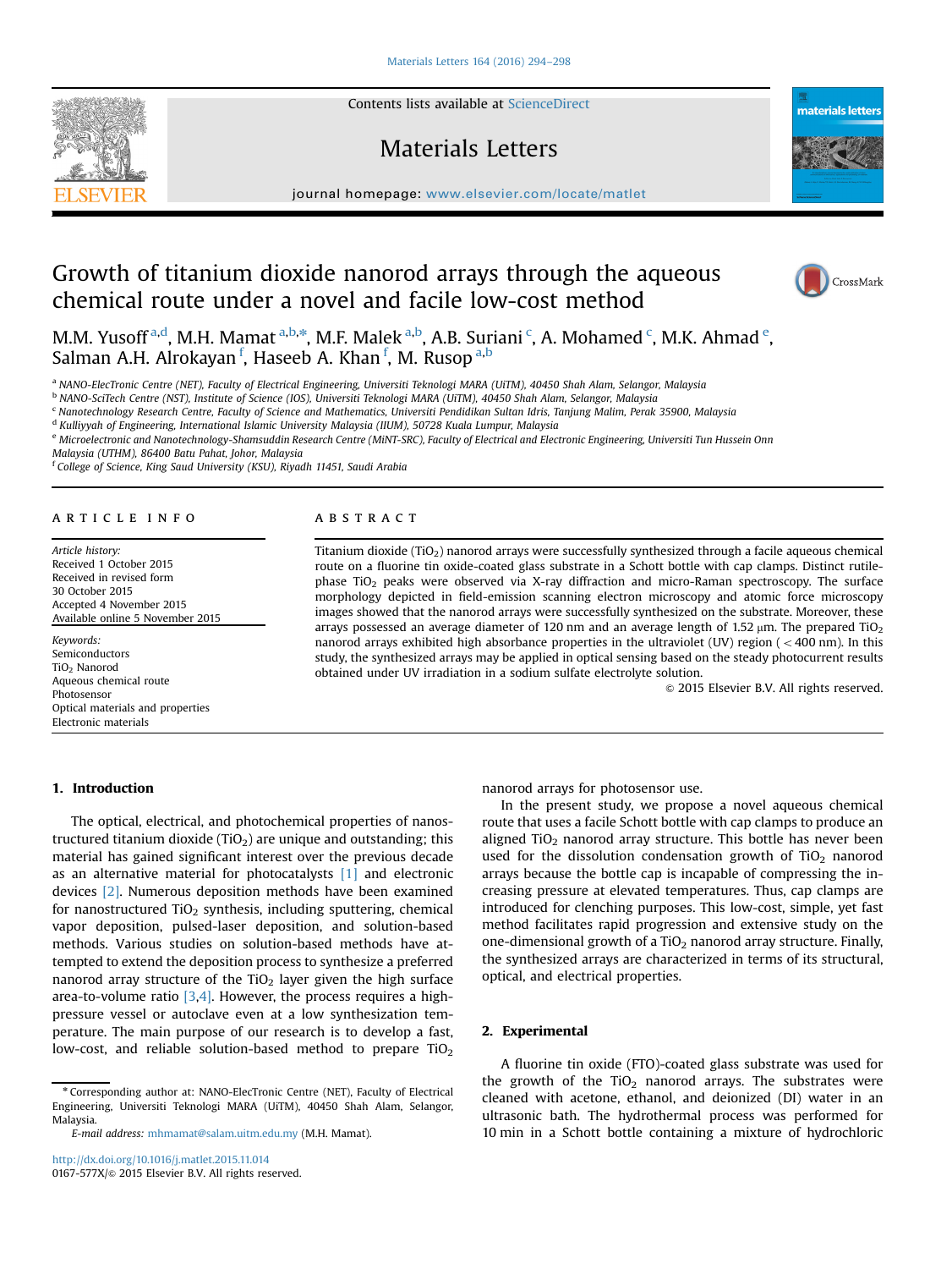# Growth of titanium dioxide nanorod arrays through the aqueous chemical route under a novel and facile low-cost method

M.M. Yusoff [a,d], M.H. Mamat [a,b,*], M.F. Malek [a,b], A.B. Suriani [c], A. Mohamed [c], M.K. Ahmad [e], Salman A.H. Alrokayan [f], Haseeb A. Khan [f], M. Rusop [a,b]

[a] NANO-ElecTronic Centre (NET), Faculty of Electrical Engineering, Universiti Teknologi MARA (UiTM), 40450 Shah Alam, Selangor, Malaysia
[b] NANO-SciTech Centre (NST), Institute of Science (IOS), Universiti Teknologi MARA (UiTM), 40450 Shah Alam, Selangor, Malaysia
[c] Nanotechnology Research Centre, Faculty of Science and Mathematics, Universiti Pendidikan Sultan Idris, Tanjung Malim, Perak 35900, Malaysia
[d] Kulliyyah of Engineering, International Islamic University Malaysia (IIUM), 50728 Kuala Lumpur, Malaysia
[e] Microelectronic and Nanotechnology-Shamsuddin Research Centre (MiNT-SRC), Faculty of Electrical and Electronic Engineering, Universiti Tun Hussein Onn Malaysia (UTHM), 86400 Batu Pahat, Johor, Malaysia
[f] College of Science, King Saud University (KSU), Riyadh 11451, Saudi Arabia

## ARTICLE INFO

*Article history:*
Received 1 October 2015
Received in revised form 30 October 2015
Accepted 4 November 2015
Available online 5 November 2015

*Keywords:*
Semiconductors
$TiO_2$ Nanorod
Aqueous chemical route
Photosensor
Optical materials and properties
Electronic materials

## ABSTRACT

Titanium dioxide ($TiO_2$) nanorod arrays were successfully synthesized through a facile aqueous chemical route on a fluorine tin oxide-coated glass substrate in a Schott bottle with cap clamps. Distinct rutile-phase $TiO_2$ peaks were observed via X-ray diffraction and micro-Raman spectroscopy. The surface morphology depicted in field-emission scanning electron microscopy and atomic force microscopy images showed that the nanorod arrays were successfully synthesized on the substrate. Moreover, these arrays possessed an average diameter of 120 nm and an average length of 1.52 μm. The prepared $TiO_2$ nanorod arrays exhibited high absorbance properties in the ultraviolet (UV) region (< 400 nm). In this study, the synthesized arrays may be applied in optical sensing based on the steady photocurrent results obtained under UV irradiation in a sodium sulfate electrolyte solution.

© 2015 Elsevier B.V. All rights reserved.

## 1. Introduction

The optical, electrical, and photochemical properties of nanostructured titanium dioxide ($TiO_2$) are unique and outstanding; this material has gained significant interest over the previous decade as an alternative material for photocatalysts [1] and electronic devices [2]. Numerous deposition methods have been examined for nanostructured $TiO_2$ synthesis, including sputtering, chemical vapor deposition, pulsed-laser deposition, and solution-based methods. Various studies on solution-based methods have attempted to extend the deposition process to synthesize a preferred nanorod array structure of the $TiO_2$ layer given the high surface area-to-volume ratio [3,4]. However, the process requires a high-pressure vessel or autoclave even at a low synthesization temperature. The main purpose of our research is to develop a fast, low-cost, and reliable solution-based method to prepare $TiO_2$ nanorod arrays for photosensor use.

In the present study, we propose a novel aqueous chemical route that uses a facile Schott bottle with cap clamps to produce an aligned $TiO_2$ nanorod array structure. This bottle has never been used for the dissolution condensation growth of $TiO_2$ nanorod arrays because the bottle cap is incapable of compressing the increasing pressure at elevated temperatures. Thus, cap clamps are introduced for clenching purposes. This low-cost, simple, yet fast method facilitates rapid progression and extensive study on the one-dimensional growth of a $TiO_2$ nanorod array structure. Finally, the synthesized arrays are characterized in terms of its structural, optical, and electrical properties.

## 2. Experimental

A fluorine tin oxide (FTO)-coated glass substrate was used for the growth of the $TiO_2$ nanorod arrays. The substrates were cleaned with acetone, ethanol, and deionized (DI) water in an ultrasonic bath. The hydrothermal process was performed for 10 min in a Schott bottle containing a mixture of hydrochloric

* Corresponding author at: NANO-ElecTronic Centre (NET), Faculty of Electrical Engineering, Universiti Teknologi MARA (UiTM), 40450 Shah Alam, Selangor, Malaysia.
*E-mail address:* mhmamat@salam.uitm.edu.my (M.H. Mamat).

http://dx.doi.org/10.1016/j.matlet.2015.11.014
0167-577X/© 2015 Elsevier B.V. All rights reserved.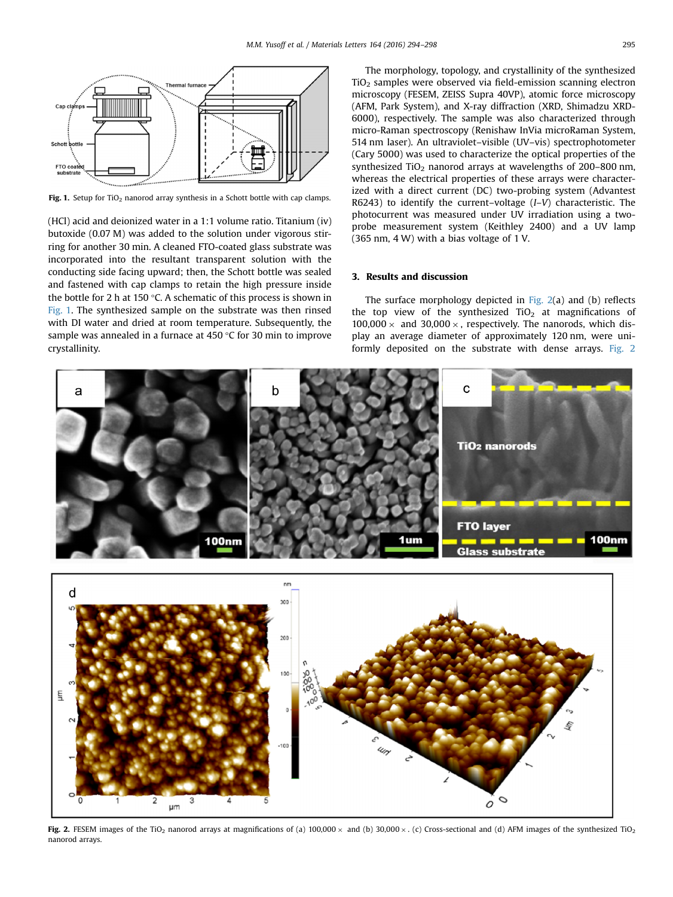Fig. 1. Setup for $TiO_2$ nanorod array synthesis in a Schott bottle with cap clamps.

(HCl) acid and deionized water in a 1:1 volume ratio. Titanium (iv) butoxide (0.07 M) was added to the solution under vigorous stirring for another 30 min. A cleaned FTO-coated glass substrate was incorporated into the resultant transparent solution with the conducting side facing upward; then, the Schott bottle was sealed and fastened with cap clamps to retain the high pressure inside the bottle for 2 h at 150 °C. A schematic of this process is shown in Fig. 1. The synthesized sample on the substrate was then rinsed with DI water and dried at room temperature. Subsequently, the sample was annealed in a furnace at 450 °C for 30 min to improve crystallinity.

The morphology, topology, and crystallinity of the synthesized $TiO_2$ samples were observed via field-emission scanning electron microscopy (FESEM, ZEISS Supra 40VP), atomic force microscopy (AFM, Park System), and X-ray diffraction (XRD, Shimadzu XRD-6000), respectively. The sample was also characterized through micro-Raman spectroscopy (Renishaw InVia microRaman System, 514 nm laser). An ultraviolet–visible (UV–vis) spectrophotometer (Cary 5000) was used to characterize the optical properties of the synthesized $TiO_2$ nanorod arrays at wavelengths of 200–800 nm, whereas the electrical properties of these arrays were characterized with a direct current (DC) two-probing system (Advantest R6243) to identify the current–voltage (*I*–*V*) characteristic. The photocurrent was measured under UV irradiation using a two-probe measurement system (Keithley 2400) and a UV lamp (365 nm, 4 W) with a bias voltage of 1 V.

## 3. Results and discussion

The surface morphology depicted in Fig. 2(a) and (b) reflects the top view of the synthesized $TiO_2$ at magnifications of 100,000 × and 30,000 ×, respectively. The nanorods, which display an average diameter of approximately 120 nm, were uniformly deposited on the substrate with dense arrays. Fig. 2

Fig. 2. FESEM images of the $TiO_2$ nanorod arrays at magnifications of (a) 100,000 × and (b) 30,000 ×. (c) Cross-sectional and (d) AFM images of the synthesized $TiO_2$ nanorod arrays.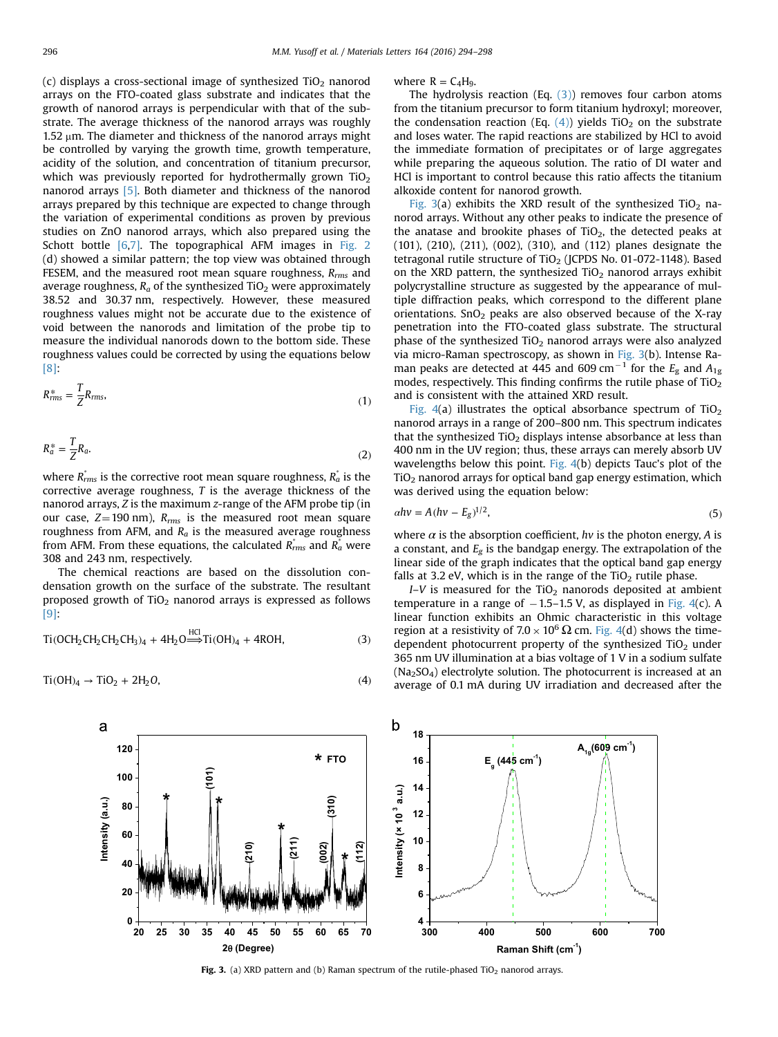(c) displays a cross-sectional image of synthesized $TiO_2$ nanorod arrays on the FTO-coated glass substrate and indicates that the growth of nanorod arrays is perpendicular with that of the substrate. The average thickness of the nanorod arrays was roughly 1.52 μm. The diameter and thickness of the nanorod arrays might be controlled by varying the growth time, growth temperature, acidity of the solution, and concentration of titanium precursor, which was previously reported for hydrothermally grown $TiO_2$ nanorod arrays [5]. Both diameter and thickness of the nanorod arrays prepared by this technique are expected to change through the variation of experimental conditions as proven by previous studies on ZnO nanorod arrays, which also prepared using the Schott bottle [6,7]. The topographical AFM images in Fig. 2 (d) showed a similar pattern; the top view was obtained through FESEM, and the measured root mean square roughness, $R_{rms}$ and average roughness, $R_a$ of the synthesized $TiO_2$ were approximately 38.52 and 30.37 nm, respectively. However, these measured roughness values might not be accurate due to the existence of void between the nanorods and limitation of the probe tip to measure the individual nanorods down to the bottom side. These roughness values could be corrected by using the equations below [8]:

$$R^*_{rms} = \frac{T}{Z} R_{rms}, \tag{1}$$

$$R^*_a = \frac{T}{Z} R_a. \tag{2}$$

where $R^*_{rms}$ is the corrective root mean square roughness, $R^*_a$ is the corrective average roughness, $T$ is the average thickness of the nanorod arrays, $Z$ is the maximum $z$-range of the AFM probe tip (in our case, $Z = 190$ nm), $R_{rms}$ is the measured root mean square roughness from AFM, and $R_a$ is the measured average roughness from AFM. From these equations, the calculated $R^*_{rms}$ and $R^*_a$ were 308 and 243 nm, respectively.

The chemical reactions are based on the dissolution condensation growth on the surface of the substrate. The resultant proposed growth of $TiO_2$ nanorod arrays is expressed as follows [9]:

$$Ti(OCH_2CH_2CH_2CH_3)_4 + 4H_2O \overset{HCl}{\Longrightarrow} Ti(OH)_4 + 4ROH, \tag{3}$$

$$Ti(OH)_4 \rightarrow TiO_2 + 2H_2O, \tag{4}$$

where $R = C_4H_9$.

The hydrolysis reaction (Eq. (3)) removes four carbon atoms from the titanium precursor to form titanium hydroxyl; moreover, the condensation reaction (Eq. (4)) yields $TiO_2$ on the substrate and loses water. The rapid reactions are stabilized by HCl to avoid the immediate formation of precipitates or of large aggregates while preparing the aqueous solution. The ratio of DI water and HCl is important to control because this ratio affects the titanium alkoxide content for nanorod growth.

Fig. 3(a) exhibits the XRD result of the synthesized $TiO_2$ nanorod arrays. Without any other peaks to indicate the presence of the anatase and brookite phases of $TiO_2$, the detected peaks at (101), (210), (211), (002), (310), and (112) planes designate the tetragonal rutile structure of $TiO_2$ (JCPDS No. 01-072-1148). Based on the XRD pattern, the synthesized $TiO_2$ nanorod arrays exhibit polycrystalline structure as suggested by the appearance of multiple diffraction peaks, which correspond to the different plane orientations. $SnO_2$ peaks are also observed because of the X-ray penetration into the FTO-coated glass substrate. The structural phase of the synthesized $TiO_2$ nanorod arrays were also analyzed via micro-Raman spectroscopy, as shown in Fig. 3(b). Intense Raman peaks are detected at 445 and 609 $cm^{-1}$ for the $E_g$ and $A_{1g}$ modes, respectively. This finding confirms the rutile phase of $TiO_2$ and is consistent with the attained XRD result.

Fig. 4(a) illustrates the optical absorbance spectrum of $TiO_2$ nanorod arrays in a range of 200–800 nm. This spectrum indicates that the synthesized $TiO_2$ displays intense absorbance at less than 400 nm in the UV region; thus, these arrays can merely absorb UV wavelengths below this point. Fig. 4(b) depicts Tauc's plot of the $TiO_2$ nanorod arrays for optical band gap energy estimation, which was derived using the equation below:

$$\alpha h\nu = A(h\nu - E_g)^{1/2}, \tag{5}$$

where $\alpha$ is the absorption coefficient, $h\nu$ is the photon energy, $A$ is a constant, and $E_g$ is the bandgap energy. The extrapolation of the linear side of the graph indicates that the optical band gap energy falls at 3.2 eV, which is in the range of the $TiO_2$ rutile phase.

*I–V* is measured for the $TiO_2$ nanorods deposited at ambient temperature in a range of −1.5–1.5 V, as displayed in Fig. 4(c). A linear function exhibits an Ohmic characteristic in this voltage region at a resistivity of $7.0 \times 10^6\ \Omega$ cm. Fig. 4(d) shows the time-dependent photocurrent property of the synthesized $TiO_2$ under 365 nm UV illumination at a bias voltage of 1 V in a sodium sulfate ($Na_2SO_4$) electrolyte solution. The photocurrent is increased at an average of 0.1 mA during UV irradiation and decreased after the

**Fig. 3.** (a) XRD pattern and (b) Raman spectrum of the rutile-phased $TiO_2$ nanorod arrays.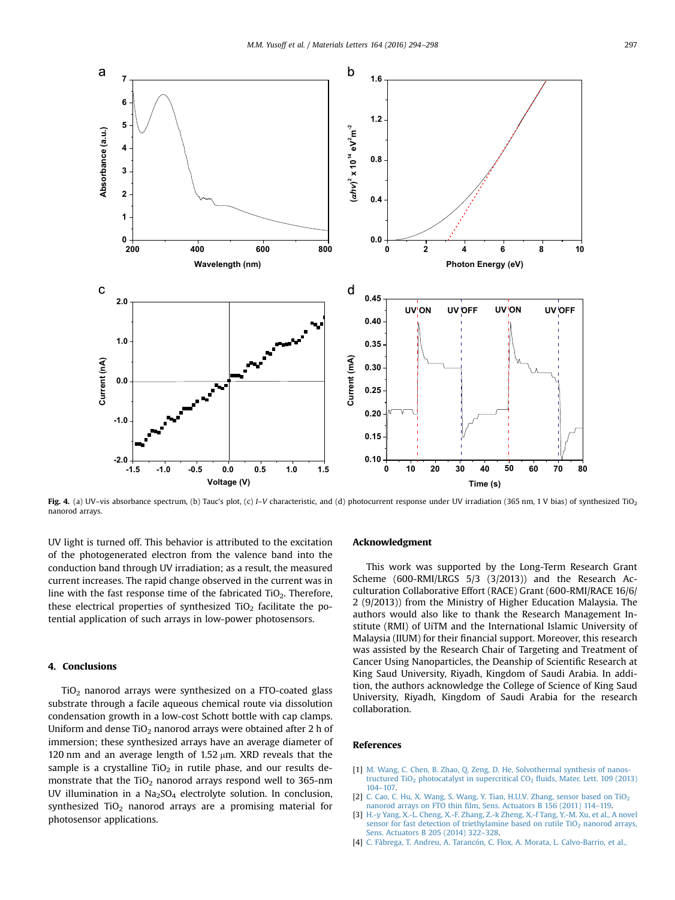Fig. 4. (a) UV–vis absorbance spectrum, (b) Tauc's plot, (c) *I–V* characteristic, and (d) photocurrent response under UV irradiation (365 nm, 1 V bias) of synthesized $TiO_2$ nanorod arrays.

UV light is turned off. This behavior is attributed to the excitation of the photogenerated electron from the valence band into the conduction band through UV irradiation; as a result, the measured current increases. The rapid change observed in the current was in line with the fast response time of the fabricated $TiO_2$. Therefore, these electrical properties of synthesized $TiO_2$ facilitate the potential application of such arrays in low-power photosensors.

## 4. Conclusions

$TiO_2$ nanorod arrays were synthesized on a FTO-coated glass substrate through a facile aqueous chemical route via dissolution condensation growth in a low-cost Schott bottle with cap clamps. Uniform and dense $TiO_2$ nanorod arrays were obtained after 2 h of immersion; these synthesized arrays have an average diameter of 120 nm and an average length of 1.52 μm. XRD reveals that the sample is a crystalline $TiO_2$ in rutile phase, and our results demonstrate that the $TiO_2$ nanorod arrays respond well to 365-nm UV illumination in a $Na_2SO_4$ electrolyte solution. In conclusion, synthesized $TiO_2$ nanorod arrays are a promising material for photosensor applications.

## Acknowledgment

This work was supported by the Long-Term Research Grant Scheme (600-RMI/LRGS 5/3 (3/2013)) and the Research Acculturation Collaborative Effort (RACE) Grant (600-RMI/RACE 16/6/2 (9/2013)) from the Ministry of Higher Education Malaysia. The authors would also like to thank the Research Management Institute (RMI) of UiTM and the International Islamic University of Malaysia (IIUM) for their financial support. Moreover, this research was assisted by the Research Chair of Targeting and Treatment of Cancer Using Nanoparticles, the Deanship of Scientific Research at King Saud University, Riyadh, Kingdom of Saudi Arabia. In addition, the authors acknowledge the College of Science of King Saud University, Riyadh, Kingdom of Saudi Arabia for the research collaboration.

## References

[1] M. Wang, C. Chen, B. Zhao, Q. Zeng, D. He, Solvothermal synthesis of nanostructured $TiO_2$ photocatalyst in supercritical $CO_2$ fluids, Mater. Lett. 109 (2013) 104–107.

[2] C. Cao, C. Hu, X. Wang, S. Wang, Y. Tian, H.U.V. Zhang, sensor based on $TiO_2$ nanorod arrays on FTO thin film, Sens. Actuators B 156 (2011) 114–119.

[3] H.-y Yang, X.-L. Cheng, X.-F. Zhang, Z.-k Zheng, X.-f Tang, Y.-M. Xu, et al., A novel sensor for fast detection of triethylamine based on rutile $TiO_2$ nanorod arrays, Sens. Actuators B 205 (2014) 322–328.

[4] C. Fàbrega, T. Andreu, A. Tarancón, C. Flox, A. Morata, L. Calvo-Barrio, et al.,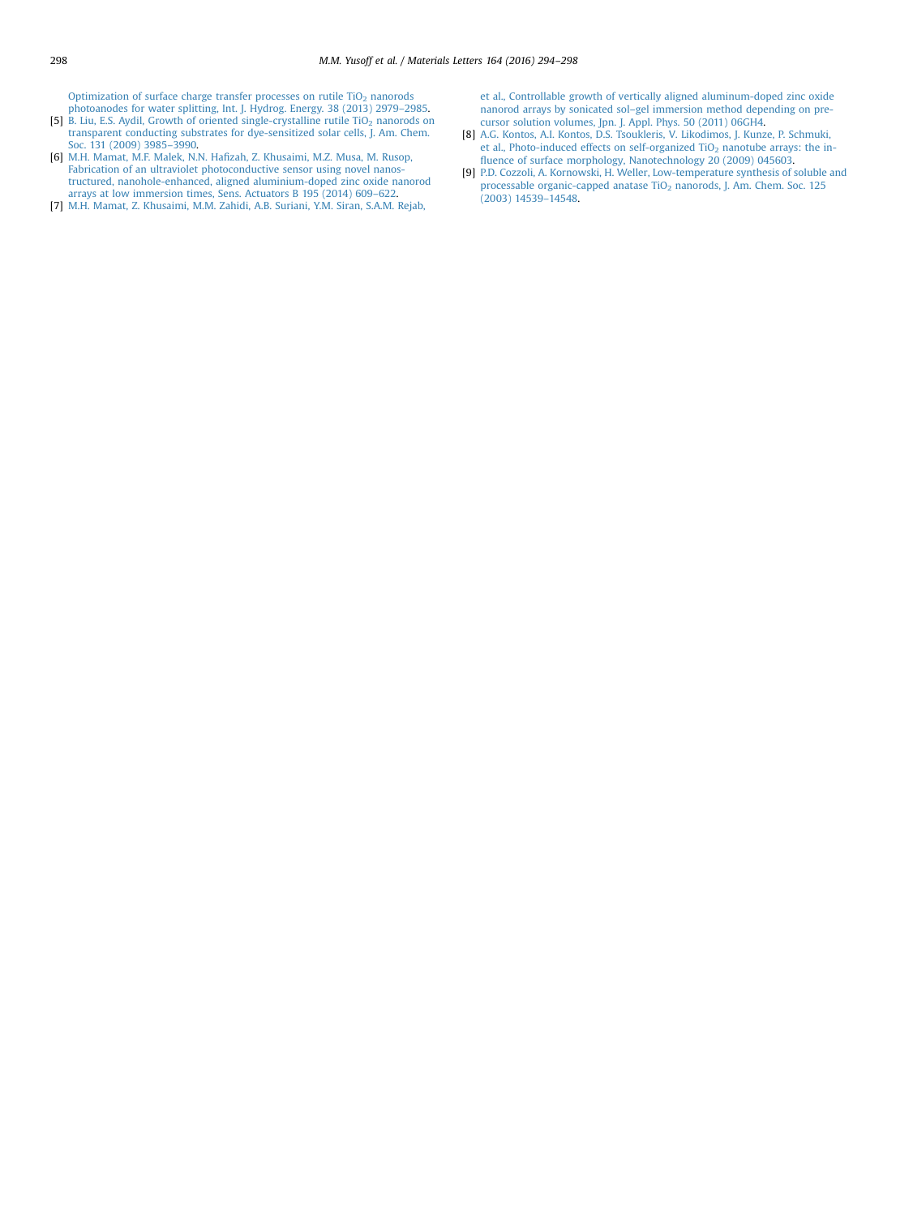Optimization of surface charge transfer processes on rutile $TiO_2$ nanorods photoanodes for water splitting, Int. J. Hydrog. Energy. 38 (2013) 2979–2985.

[5] B. Liu, E.S. Aydil, Growth of oriented single-crystalline rutile $TiO_2$ nanorods on transparent conducting substrates for dye-sensitized solar cells, J. Am. Chem. Soc. 131 (2009) 3985–3990.

[6] M.H. Mamat, M.F. Malek, N.N. Hafizah, Z. Khusaimi, M.Z. Musa, M. Rusop, Fabrication of an ultraviolet photoconductive sensor using novel nanostructured, nanohole-enhanced, aligned aluminium-doped zinc oxide nanorod arrays at low immersion times, Sens. Actuators B 195 (2014) 609–622.

[7] M.H. Mamat, Z. Khusaimi, M.M. Zahidi, A.B. Suriani, Y.M. Siran, S.A.M. Rejab, et al., Controllable growth of vertically aligned aluminum-doped zinc oxide nanorod arrays by sonicated sol–gel immersion method depending on precursor solution volumes, Jpn. J. Appl. Phys. 50 (2011) 06GH4.

[8] A.G. Kontos, A.I. Kontos, D.S. Tsoukleris, V. Likodimos, J. Kunze, P. Schmuki, et al., Photo-induced effects on self-organized $TiO_2$ nanotube arrays: the influence of surface morphology, Nanotechnology 20 (2009) 045603.

[9] P.D. Cozzoli, A. Kornowski, H. Weller, Low-temperature synthesis of soluble and processable organic-capped anatase $TiO_2$ nanorods, J. Am. Chem. Soc. 125 (2003) 14539–14548.